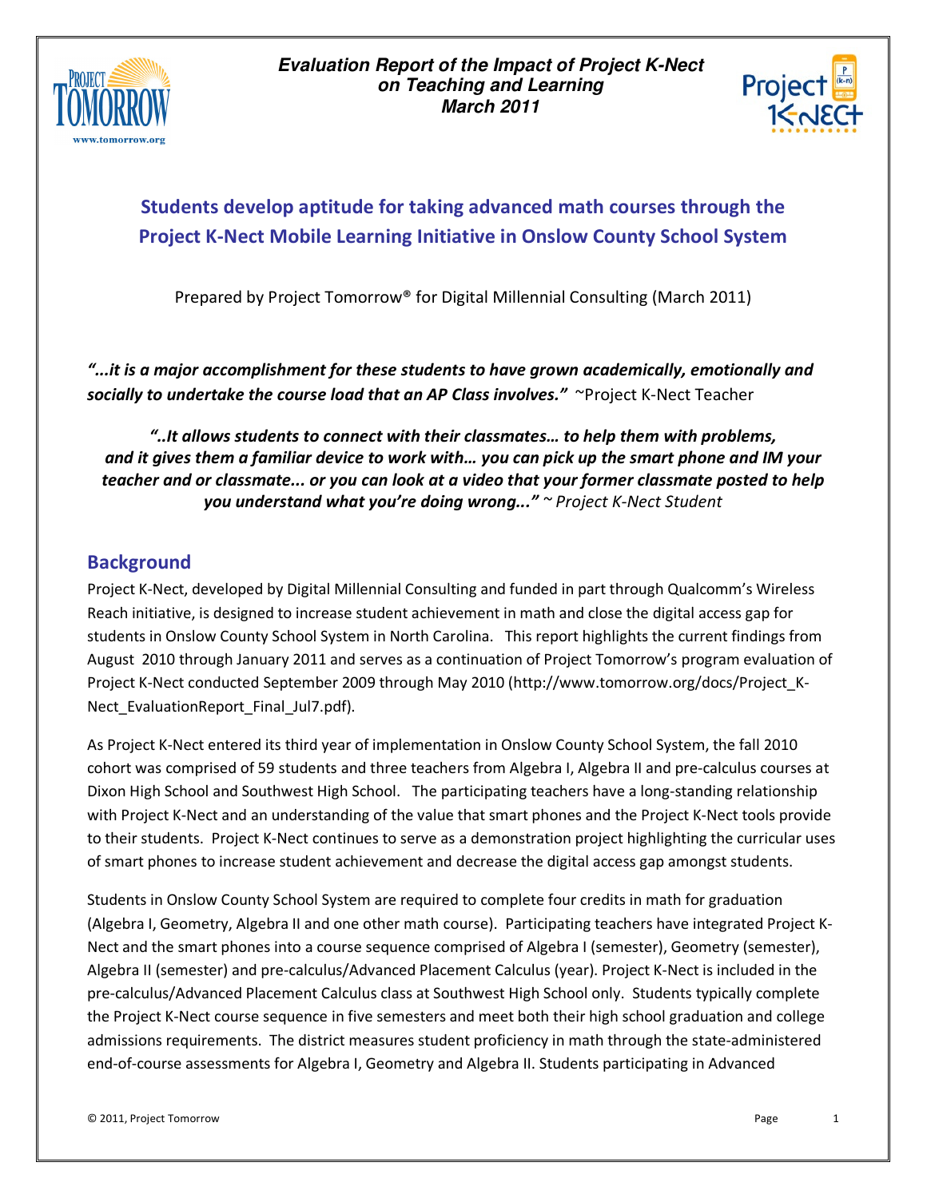**Evaluation Report of the Impact of Project K-Nect on Teaching and Learning**
**March 2011**

# Students develop aptitude for taking advanced math courses through the Project K-Nect Mobile Learning Initiative in Onslow County School System

Prepared by Project Tomorrow® for Digital Millennial Consulting (March 2011)

***"...it is a major accomplishment for these students to have grown academically, emotionally and socially to undertake the course load that an AP Class involves."*** ~Project K-Nect Teacher

***"..It allows students to connect with their classmates… to help them with problems, and it gives them a familiar device to work with… you can pick up the smart phone and IM your teacher and or classmate... or you can look at a video that your former classmate posted to help you understand what you're doing wrong..."*** *~ Project K-Nect Student*

## Background

Project K-Nect, developed by Digital Millennial Consulting and funded in part through Qualcomm's Wireless Reach initiative, is designed to increase student achievement in math and close the digital access gap for students in Onslow County School System in North Carolina. This report highlights the current findings from August 2010 through January 2011 and serves as a continuation of Project Tomorrow's program evaluation of Project K-Nect conducted September 2009 through May 2010 (http://www.tomorrow.org/docs/Project_K-Nect_EvaluationReport_Final_Jul7.pdf).

As Project K-Nect entered its third year of implementation in Onslow County School System, the fall 2010 cohort was comprised of 59 students and three teachers from Algebra I, Algebra II and pre-calculus courses at Dixon High School and Southwest High School. The participating teachers have a long-standing relationship with Project K-Nect and an understanding of the value that smart phones and the Project K-Nect tools provide to their students. Project K-Nect continues to serve as a demonstration project highlighting the curricular uses of smart phones to increase student achievement and decrease the digital access gap amongst students.

Students in Onslow County School System are required to complete four credits in math for graduation (Algebra I, Geometry, Algebra II and one other math course). Participating teachers have integrated Project K-Nect and the smart phones into a course sequence comprised of Algebra I (semester), Geometry (semester), Algebra II (semester) and pre-calculus/Advanced Placement Calculus (year). Project K-Nect is included in the pre-calculus/Advanced Placement Calculus class at Southwest High School only. Students typically complete the Project K-Nect course sequence in five semesters and meet both their high school graduation and college admissions requirements. The district measures student proficiency in math through the state-administered end-of-course assessments for Algebra I, Geometry and Algebra II. Students participating in Advanced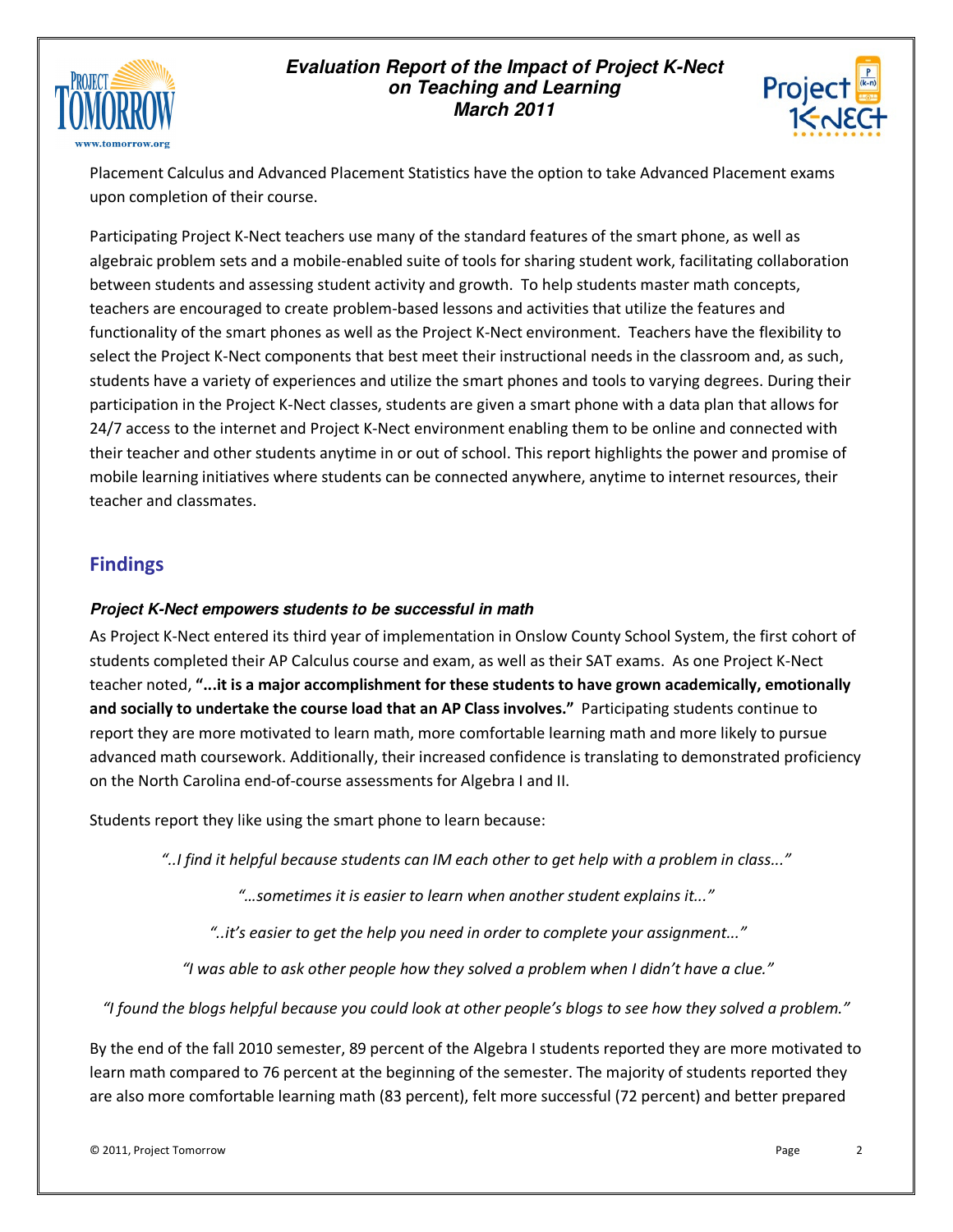Placement Calculus and Advanced Placement Statistics have the option to take Advanced Placement exams upon completion of their course.

Participating Project K-Nect teachers use many of the standard features of the smart phone, as well as algebraic problem sets and a mobile-enabled suite of tools for sharing student work, facilitating collaboration between students and assessing student activity and growth. To help students master math concepts, teachers are encouraged to create problem-based lessons and activities that utilize the features and functionality of the smart phones as well as the Project K-Nect environment. Teachers have the flexibility to select the Project K-Nect components that best meet their instructional needs in the classroom and, as such, students have a variety of experiences and utilize the smart phones and tools to varying degrees. During their participation in the Project K-Nect classes, students are given a smart phone with a data plan that allows for 24/7 access to the internet and Project K-Nect environment enabling them to be online and connected with their teacher and other students anytime in or out of school. This report highlights the power and promise of mobile learning initiatives where students can be connected anywhere, anytime to internet resources, their teacher and classmates.

## Findings

### *Project K-Nect empowers students to be successful in math*

As Project K-Nect entered its third year of implementation in Onslow County School System, the first cohort of students completed their AP Calculus course and exam, as well as their SAT exams. As one Project K-Nect teacher noted, **"...it is a major accomplishment for these students to have grown academically, emotionally and socially to undertake the course load that an AP Class involves."** Participating students continue to report they are more motivated to learn math, more comfortable learning math and more likely to pursue advanced math coursework. Additionally, their increased confidence is translating to demonstrated proficiency on the North Carolina end-of-course assessments for Algebra I and II.

Students report they like using the smart phone to learn because:

*"..I find it helpful because students can IM each other to get help with a problem in class..."*

*"…sometimes it is easier to learn when another student explains it..."*

*"..it's easier to get the help you need in order to complete your assignment..."*

*"I was able to ask other people how they solved a problem when I didn't have a clue."*

*"I found the blogs helpful because you could look at other people's blogs to see how they solved a problem."*

By the end of the fall 2010 semester, 89 percent of the Algebra I students reported they are more motivated to learn math compared to 76 percent at the beginning of the semester. The majority of students reported they are also more comfortable learning math (83 percent), felt more successful (72 percent) and better prepared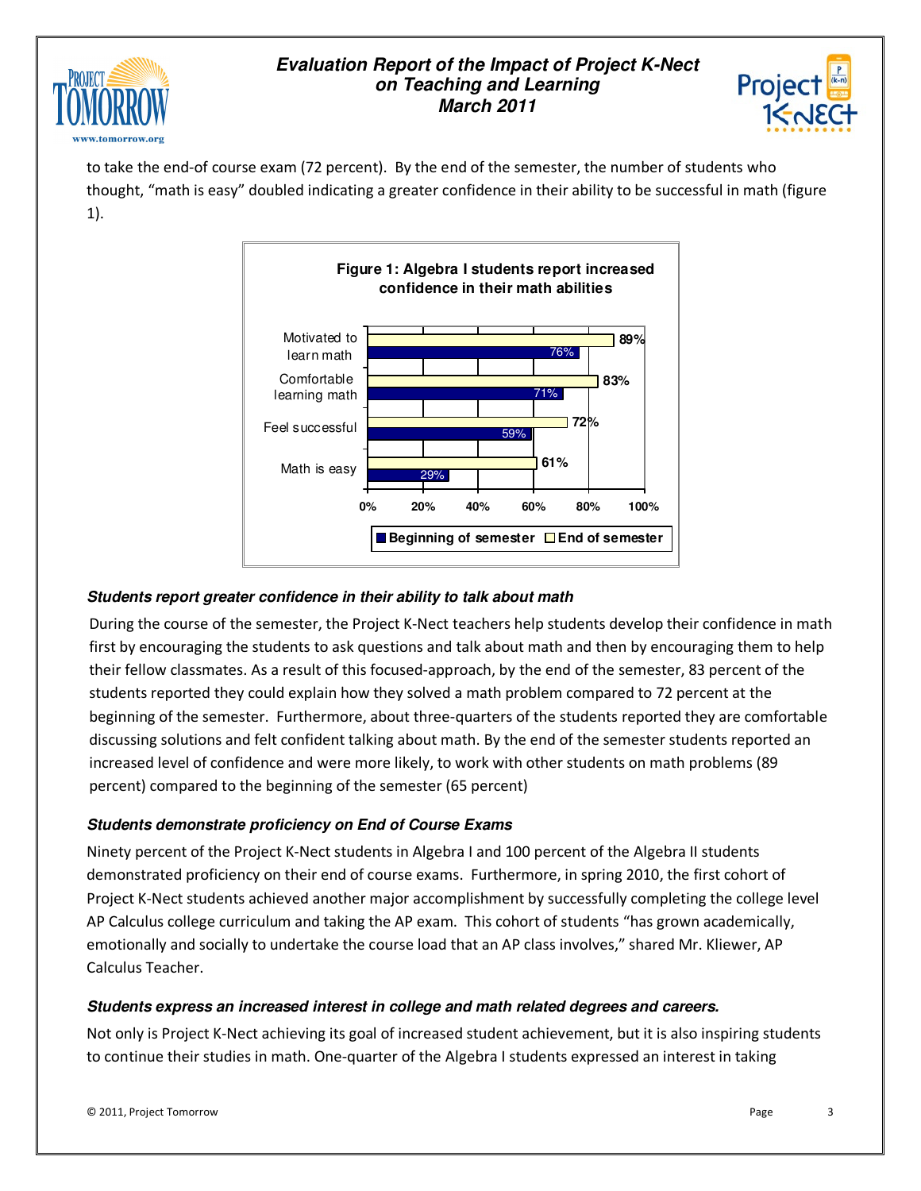to take the end-of course exam (72 percent). By the end of the semester, the number of students who thought, "math is easy" doubled indicating a greater confidence in their ability to be successful in math (figure 1).

**Figure 1: Algebra I students report increased confidence in their math abilities**

| | Beginning of semester | End of semester |
|---|---|---|
| Motivated to learn math | 76% | 89% |
| Comfortable learning math | 71% | 83% |
| Feel successful | 59% | 72% |
| Math is easy | 29% | 61% |

### *Students report greater confidence in their ability to talk about math*

During the course of the semester, the Project K-Nect teachers help students develop their confidence in math first by encouraging the students to ask questions and talk about math and then by encouraging them to help their fellow classmates. As a result of this focused-approach, by the end of the semester, 83 percent of the students reported they could explain how they solved a math problem compared to 72 percent at the beginning of the semester. Furthermore, about three-quarters of the students reported they are comfortable discussing solutions and felt confident talking about math. By the end of the semester students reported an increased level of confidence and were more likely, to work with other students on math problems (89 percent) compared to the beginning of the semester (65 percent)

### *Students demonstrate proficiency on End of Course Exams*

Ninety percent of the Project K-Nect students in Algebra I and 100 percent of the Algebra II students demonstrated proficiency on their end of course exams. Furthermore, in spring 2010, the first cohort of Project K-Nect students achieved another major accomplishment by successfully completing the college level AP Calculus college curriculum and taking the AP exam. This cohort of students "has grown academically, emotionally and socially to undertake the course load that an AP class involves," shared Mr. Kliewer, AP Calculus Teacher.

### *Students express an increased interest in college and math related degrees and careers.*

Not only is Project K-Nect achieving its goal of increased student achievement, but it is also inspiring students to continue their studies in math. One-quarter of the Algebra I students expressed an interest in taking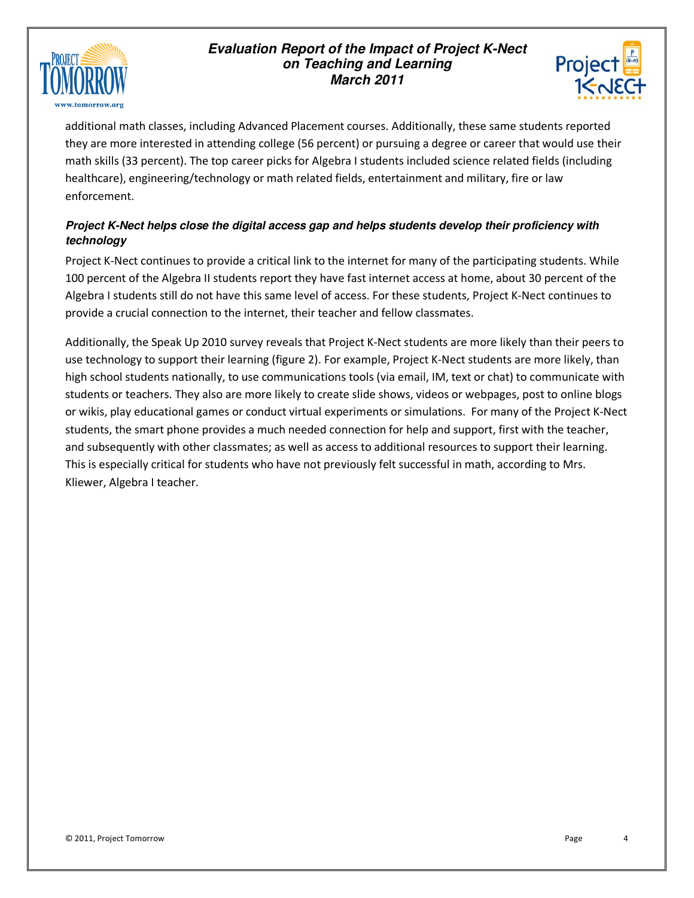additional math classes, including Advanced Placement courses. Additionally, these same students reported they are more interested in attending college (56 percent) or pursuing a degree or career that would use their math skills (33 percent). The top career picks for Algebra I students included science related fields (including healthcare), engineering/technology or math related fields, entertainment and military, fire or law enforcement.

***Project K-Nect helps close the digital access gap and helps students develop their proficiency with technology***

Project K-Nect continues to provide a critical link to the internet for many of the participating students. While 100 percent of the Algebra II students report they have fast internet access at home, about 30 percent of the Algebra I students still do not have this same level of access. For these students, Project K-Nect continues to provide a crucial connection to the internet, their teacher and fellow classmates.

Additionally, the Speak Up 2010 survey reveals that Project K-Nect students are more likely than their peers to use technology to support their learning (figure 2). For example, Project K-Nect students are more likely, than high school students nationally, to use communications tools (via email, IM, text or chat) to communicate with students or teachers. They also are more likely to create slide shows, videos or webpages, post to online blogs or wikis, play educational games or conduct virtual experiments or simulations. For many of the Project K-Nect students, the smart phone provides a much needed connection for help and support, first with the teacher, and subsequently with other classmates; as well as access to additional resources to support their learning. This is especially critical for students who have not previously felt successful in math, according to Mrs. Kliewer, Algebra I teacher.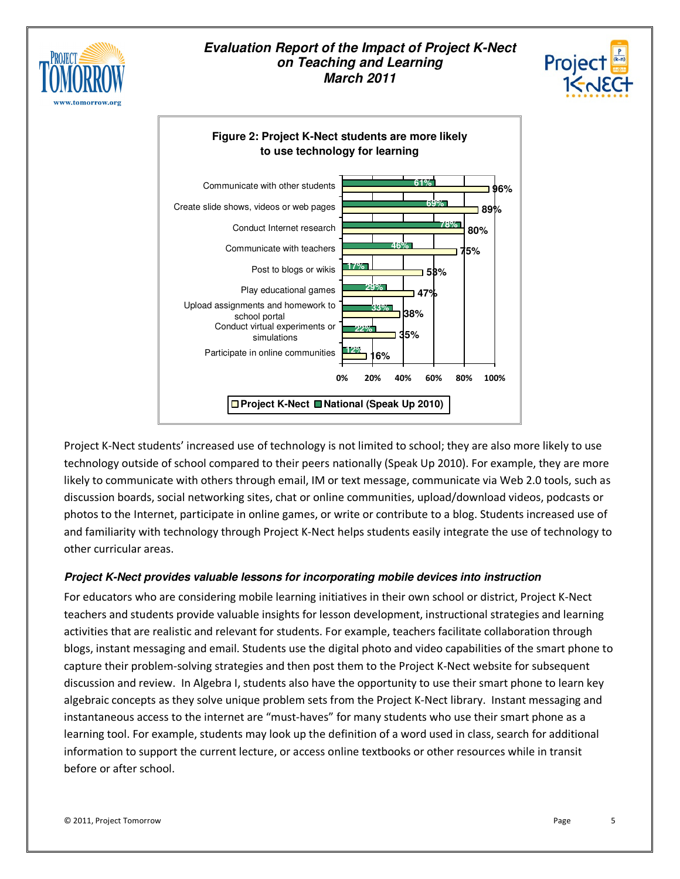**Figure 2: Project K-Nect students are more likely to use technology for learning**

| | Project K-Nect | National (Speak Up 2010) |
|---|---|---|
| Communicate with other students | 96% | 61% |
| Create slide shows, videos or web pages | 89% | 69% |
| Conduct Internet research | 80% | 78% |
| Communicate with teachers | 75% | 46% |
| Post to blogs or wikis | 53% | 17% |
| Play educational games | 47% | 29% |
| Upload assignments and homework to school portal | 38% | 33% |
| Conduct virtual experiments or simulations | 35% | 22% |
| Participate in online communities | 16% | 12% |

Project K-Nect students' increased use of technology is not limited to school; they are also more likely to use technology outside of school compared to their peers nationally (Speak Up 2010). For example, they are more likely to communicate with others through email, IM or text message, communicate via Web 2.0 tools, such as discussion boards, social networking sites, chat or online communities, upload/download videos, podcasts or photos to the Internet, participate in online games, or write or contribute to a blog. Students increased use of and familiarity with technology through Project K-Nect helps students easily integrate the use of technology to other curricular areas.

***Project K-Nect provides valuable lessons for incorporating mobile devices into instruction***

For educators who are considering mobile learning initiatives in their own school or district, Project K-Nect teachers and students provide valuable insights for lesson development, instructional strategies and learning activities that are realistic and relevant for students. For example, teachers facilitate collaboration through blogs, instant messaging and email. Students use the digital photo and video capabilities of the smart phone to capture their problem-solving strategies and then post them to the Project K-Nect website for subsequent discussion and review. In Algebra I, students also have the opportunity to use their smart phone to learn key algebraic concepts as they solve unique problem sets from the Project K-Nect library. Instant messaging and instantaneous access to the internet are "must-haves" for many students who use their smart phone as a learning tool. For example, students may look up the definition of a word used in class, search for additional information to support the current lecture, or access online textbooks or other resources while in transit before or after school.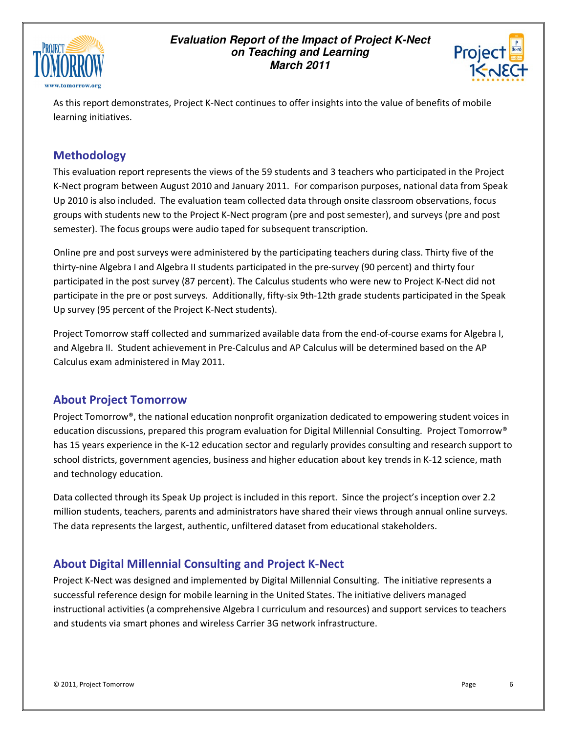As this report demonstrates, Project K-Nect continues to offer insights into the value of benefits of mobile learning initiatives.

## Methodology

This evaluation report represents the views of the 59 students and 3 teachers who participated in the Project K-Nect program between August 2010 and January 2011. For comparison purposes, national data from Speak Up 2010 is also included. The evaluation team collected data through onsite classroom observations, focus groups with students new to the Project K-Nect program (pre and post semester), and surveys (pre and post semester). The focus groups were audio taped for subsequent transcription.

Online pre and post surveys were administered by the participating teachers during class. Thirty five of the thirty-nine Algebra I and Algebra II students participated in the pre-survey (90 percent) and thirty four participated in the post survey (87 percent). The Calculus students who were new to Project K-Nect did not participate in the pre or post surveys. Additionally, fifty-six 9th-12th grade students participated in the Speak Up survey (95 percent of the Project K-Nect students).

Project Tomorrow staff collected and summarized available data from the end-of-course exams for Algebra I, and Algebra II. Student achievement in Pre-Calculus and AP Calculus will be determined based on the AP Calculus exam administered in May 2011.

## About Project Tomorrow

Project Tomorrow®, the national education nonprofit organization dedicated to empowering student voices in education discussions, prepared this program evaluation for Digital Millennial Consulting. Project Tomorrow® has 15 years experience in the K-12 education sector and regularly provides consulting and research support to school districts, government agencies, business and higher education about key trends in K-12 science, math and technology education.

Data collected through its Speak Up project is included in this report. Since the project's inception over 2.2 million students, teachers, parents and administrators have shared their views through annual online surveys. The data represents the largest, authentic, unfiltered dataset from educational stakeholders.

## About Digital Millennial Consulting and Project K-Nect

Project K-Nect was designed and implemented by Digital Millennial Consulting. The initiative represents a successful reference design for mobile learning in the United States. The initiative delivers managed instructional activities (a comprehensive Algebra I curriculum and resources) and support services to teachers and students via smart phones and wireless Carrier 3G network infrastructure.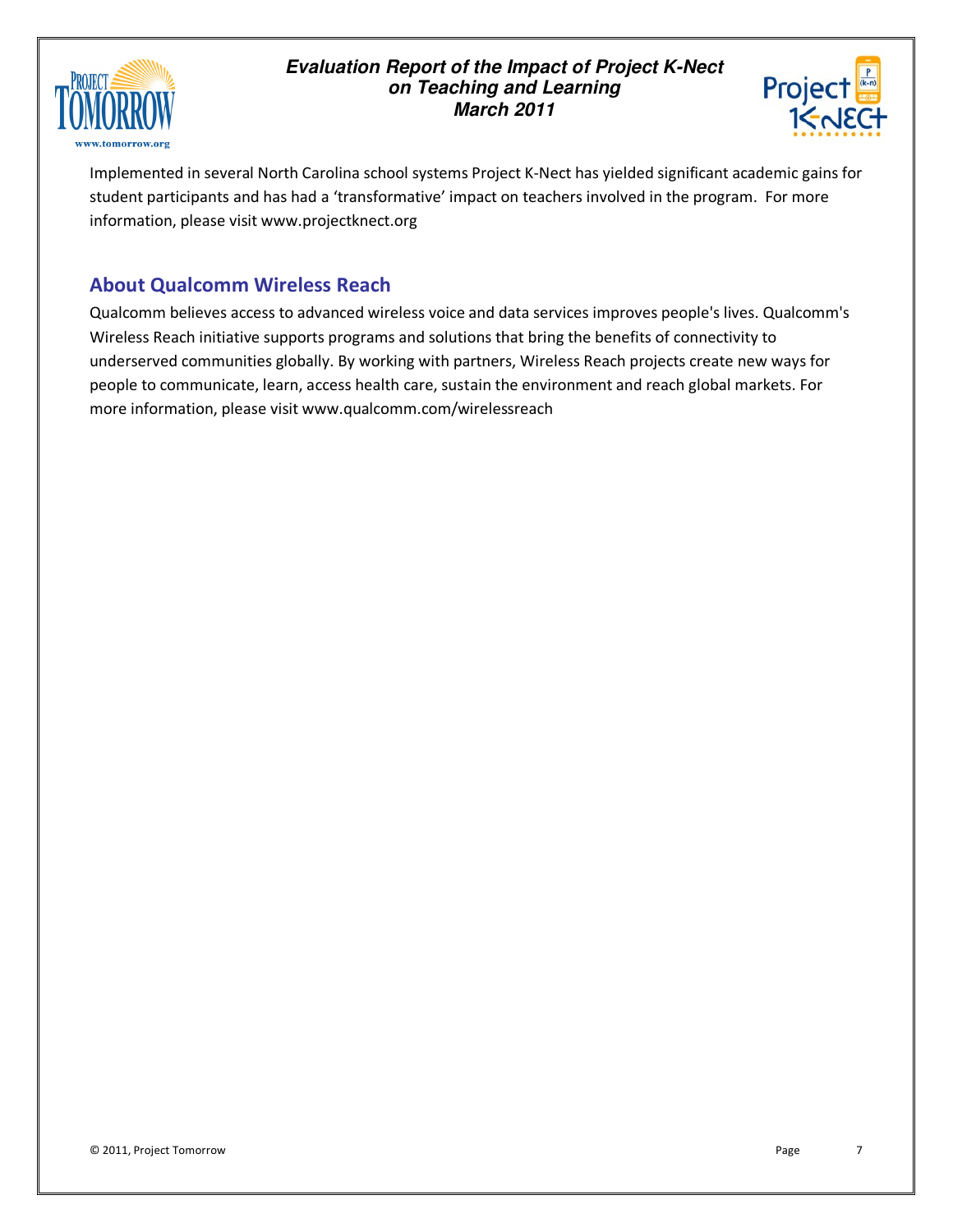Implemented in several North Carolina school systems Project K-Nect has yielded significant academic gains for student participants and has had a 'transformative' impact on teachers involved in the program. For more information, please visit www.projectknect.org

## About Qualcomm Wireless Reach

Qualcomm believes access to advanced wireless voice and data services improves people's lives. Qualcomm's Wireless Reach initiative supports programs and solutions that bring the benefits of connectivity to underserved communities globally. By working with partners, Wireless Reach projects create new ways for people to communicate, learn, access health care, sustain the environment and reach global markets. For more information, please visit www.qualcomm.com/wirelessreach